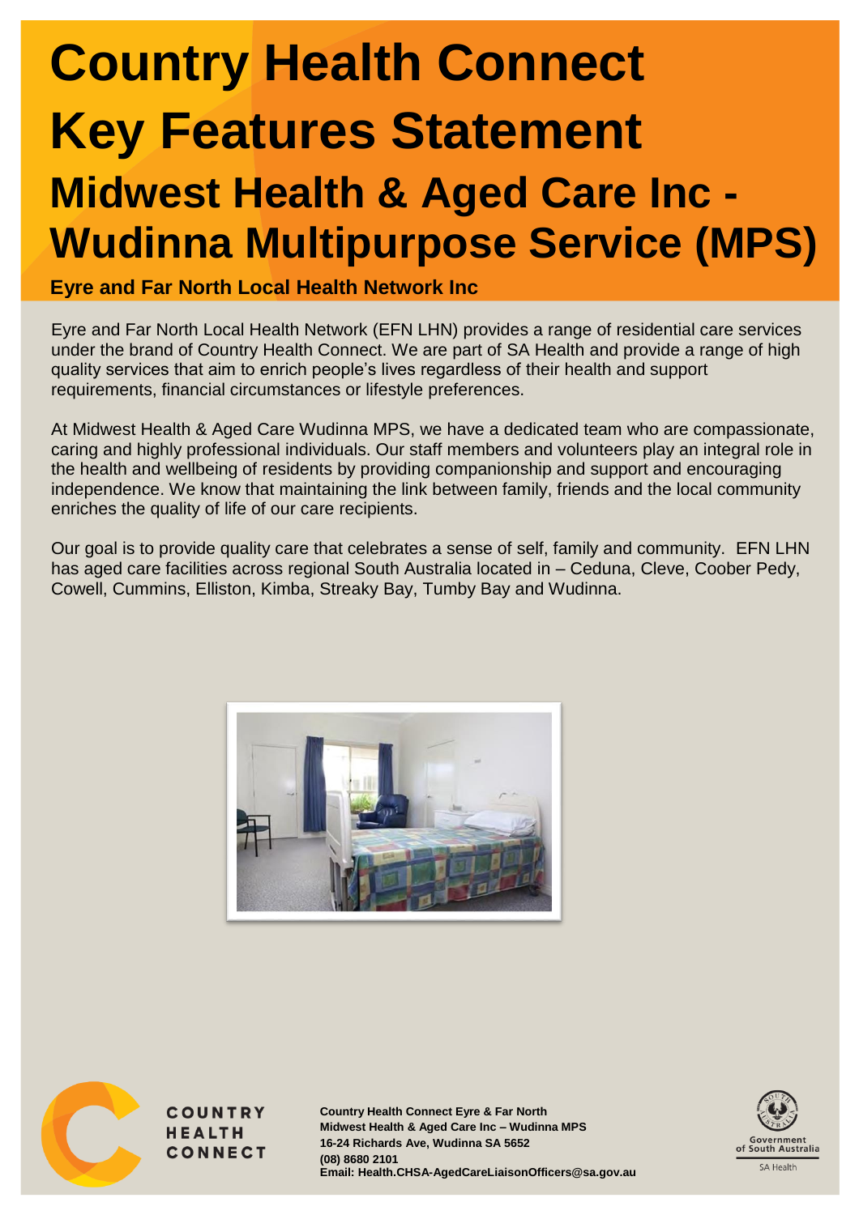# Country Health Connect Key Features Statement

## Midwest Health & Aged Care Inc - Wudinna Multipurpose Service (MPS)

**Eyre and Far North Local Health Network Inc**

Eyre and Far North Local Health Network (EFN LHN) provides a range of residential care services under the brand of Country Health Connect. We are part of SA Health and provide a range of high quality services that aim to enrich people's lives regardless of their health and support requirements, financial circumstances or lifestyle preferences.

At Midwest Health & Aged Care Wudinna MPS, we have a dedicated team who are compassionate, caring and highly professional individuals. Our staff members and volunteers play an integral role in the health and wellbeing of residents by providing companionship and support and encouraging independence. We know that maintaining the link between family, friends and the local community enriches the quality of life of our care recipients.

Our goal is to provide quality care that celebrates a sense of self, family and community. EFN LHN has aged care facilities across regional South Australia located in – Ceduna, Cleve, Coober Pedy, Cowell, Cummins, Elliston, Kimba, Streaky Bay, Tumby Bay and Wudinna.

**Country Health Connect Eyre & Far North**
**Midwest Health & Aged Care Inc – Wudinna MPS**
**16-24 Richards Ave, Wudinna SA 5652**
**(08) 8680 2101**
**Email: Health.CHSA-AgedCareLiaisonOfficers@sa.gov.au**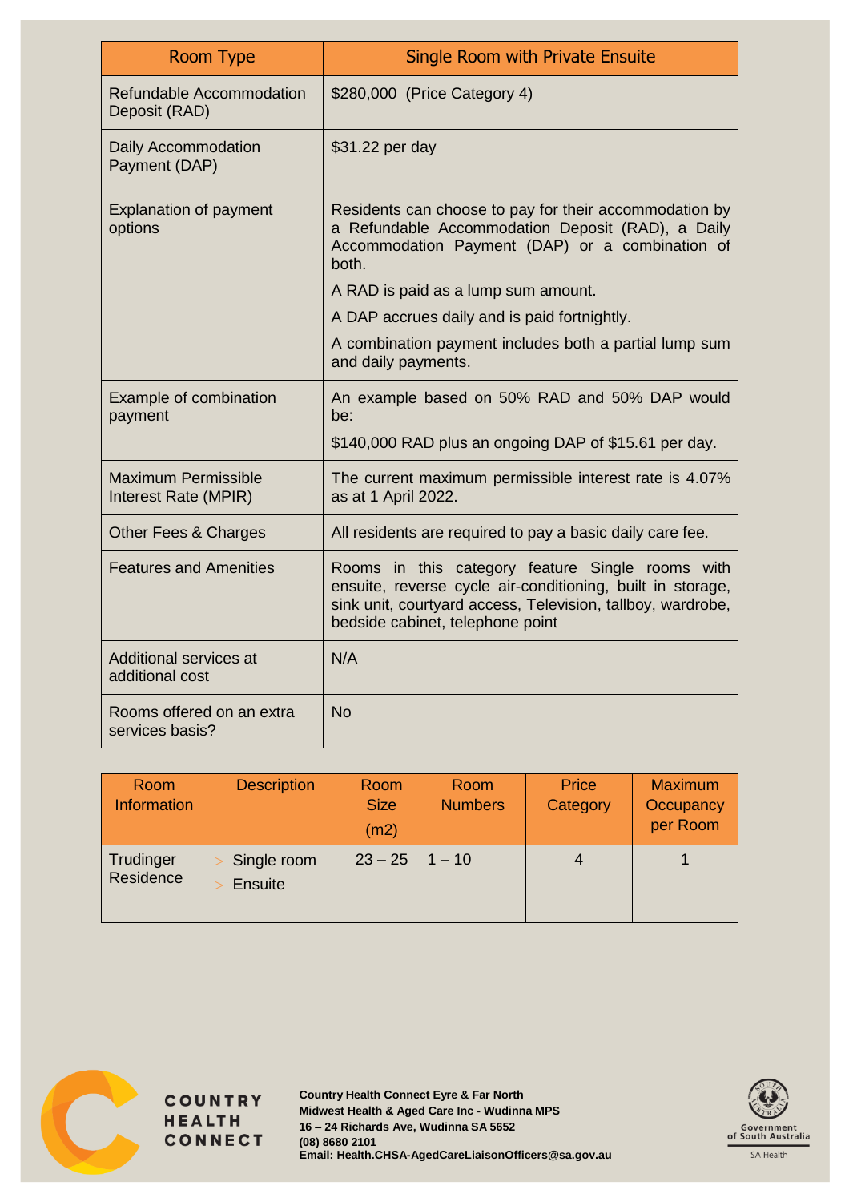| Room Type | Single Room with Private Ensuite |
|---|---|
| Refundable Accommodation Deposit (RAD) | $280,000 (Price Category 4) |
| Daily Accommodation Payment (DAP) | $31.22 per day |
| Explanation of payment options | Residents can choose to pay for their accommodation by a Refundable Accommodation Deposit (RAD), a Daily Accommodation Payment (DAP) or a combination of both.<br>A RAD is paid as a lump sum amount.<br>A DAP accrues daily and is paid fortnightly.<br>A combination payment includes both a partial lump sum and daily payments. |
| Example of combination payment | An example based on 50% RAD and 50% DAP would be:<br>$140,000 RAD plus an ongoing DAP of $15.61 per day. |
| Maximum Permissible Interest Rate (MPIR) | The current maximum permissible interest rate is 4.07% as at 1 April 2022. |
| Other Fees & Charges | All residents are required to pay a basic daily care fee. |
| Features and Amenities | Rooms in this category feature Single rooms with ensuite, reverse cycle air-conditioning, built in storage, sink unit, courtyard access, Television, tallboy, wardrobe, bedside cabinet, telephone point |
| Additional services at additional cost | N/A |
| Rooms offered on an extra services basis? | No |

| Room Information | Description | Room Size (m2) | Room Numbers | Price Category | Maximum Occupancy per Room |
|---|---|---|---|---|---|
| Trudinger Residence | > Single room<br>> Ensuite | 23 – 25 | 1 – 10 | 4 | 1 |

**Country Health Connect Eyre & Far North**
**Midwest Health & Aged Care Inc - Wudinna MPS**
**16 – 24 Richards Ave, Wudinna SA 5652**
**(08) 8680 2101**
**Email: Health.CHSA-AgedCareLiaisonOfficers@sa.gov.au**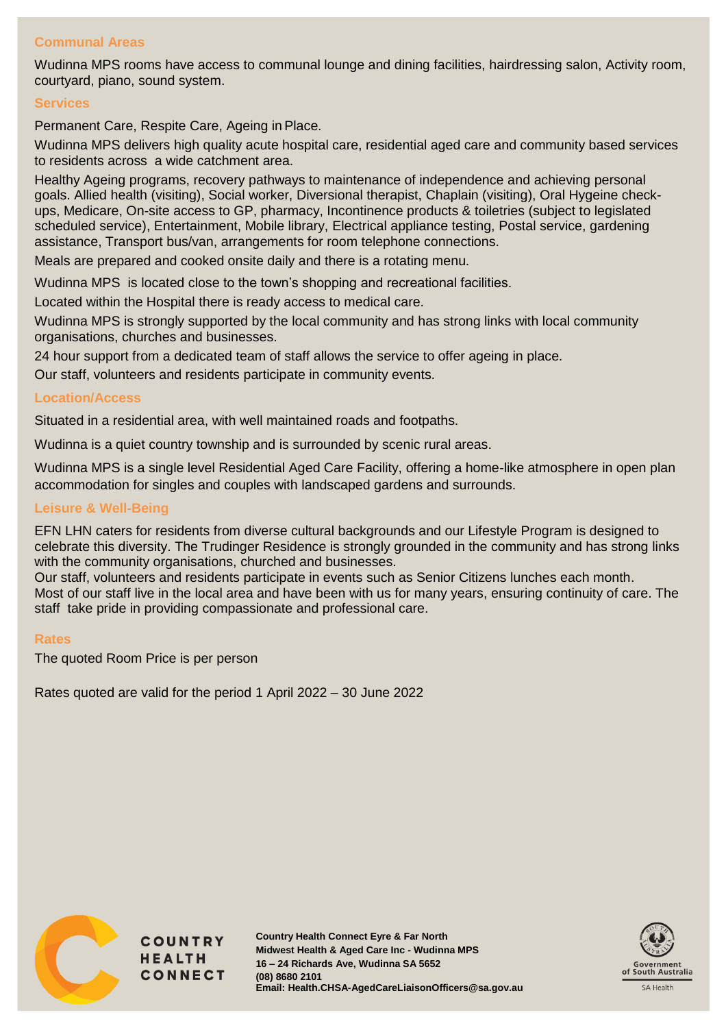## Communal Areas

Wudinna MPS rooms have access to communal lounge and dining facilities, hairdressing salon, Activity room, courtyard, piano, sound system.

## Services

Permanent Care, Respite Care, Ageing in Place.

Wudinna MPS delivers high quality acute hospital care, residential aged care and community based services to residents across a wide catchment area.

Healthy Ageing programs, recovery pathways to maintenance of independence and achieving personal goals. Allied health (visiting), Social worker, Diversional therapist, Chaplain (visiting), Oral Hygeine check-ups, Medicare, On-site access to GP, pharmacy, Incontinence products & toiletries (subject to legislated scheduled service), Entertainment, Mobile library, Electrical appliance testing, Postal service, gardening assistance, Transport bus/van, arrangements for room telephone connections.

Meals are prepared and cooked onsite daily and there is a rotating menu.

Wudinna MPS is located close to the town's shopping and recreational facilities.

Located within the Hospital there is ready access to medical care.

Wudinna MPS is strongly supported by the local community and has strong links with local community organisations, churches and businesses.

24 hour support from a dedicated team of staff allows the service to offer ageing in place.

Our staff, volunteers and residents participate in community events.

## Location/Access

Situated in a residential area, with well maintained roads and footpaths.

Wudinna is a quiet country township and is surrounded by scenic rural areas.

Wudinna MPS is a single level Residential Aged Care Facility, offering a home-like atmosphere in open plan accommodation for singles and couples with landscaped gardens and surrounds.

## Leisure & Well-Being

EFN LHN caters for residents from diverse cultural backgrounds and our Lifestyle Program is designed to celebrate this diversity. The Trudinger Residence is strongly grounded in the community and has strong links with the community organisations, churched and businesses.
Our staff, volunteers and residents participate in events such as Senior Citizens lunches each month.
Most of our staff live in the local area and have been with us for many years, ensuring continuity of care. The staff take pride in providing compassionate and professional care.

## Rates

The quoted Room Price is per person

Rates quoted are valid for the period 1 April 2022 – 30 June 2022

COUNTRY HEALTH CONNECT

**Country Health Connect Eyre & Far North**
**Midwest Health & Aged Care Inc - Wudinna MPS**
**16 – 24 Richards Ave, Wudinna SA 5652**
**(08) 8680 2101**
**Email: Health.CHSA-AgedCareLiaisonOfficers@sa.gov.au**

Government of South Australia
SA Health